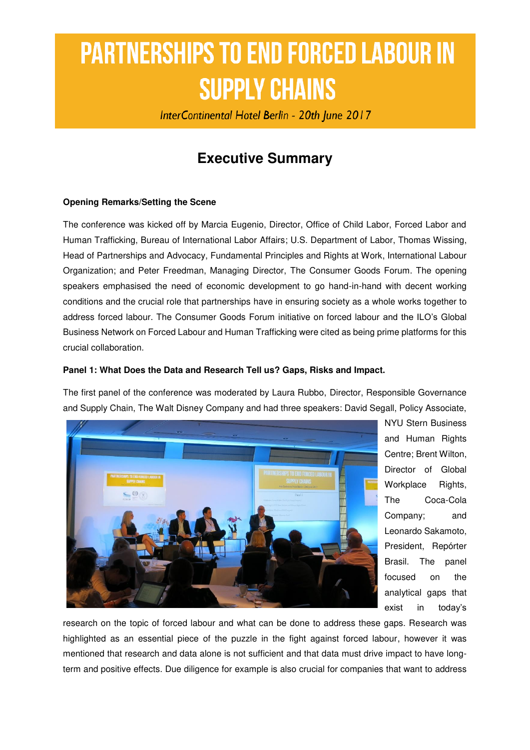# PARTNERSHIPS TO END FORCED LABOUR IN SUPPLY CHAINS

*InterContinental Hotel Berlin - 20th June 2017*

## Executive Summary

**Opening Remarks/Setting the Scene**

The conference was kicked off by Marcia Eugenio, Director, Office of Child Labor, Forced Labor and Human Trafficking, Bureau of International Labor Affairs; U.S. Department of Labor, Thomas Wissing, Head of Partnerships and Advocacy, Fundamental Principles and Rights at Work, International Labour Organization; and Peter Freedman, Managing Director, The Consumer Goods Forum. The opening speakers emphasised the need of economic development to go hand-in-hand with decent working conditions and the crucial role that partnerships have in ensuring society as a whole works together to address forced labour. The Consumer Goods Forum initiative on forced labour and the ILO's Global Business Network on Forced Labour and Human Trafficking were cited as being prime platforms for this crucial collaboration.

**Panel 1: What Does the Data and Research Tell us? Gaps, Risks and Impact.**

The first panel of the conference was moderated by Laura Rubbo, Director, Responsible Governance and Supply Chain, The Walt Disney Company and had three speakers: David Segall, Policy Associate, NYU Stern Business and Human Rights Centre; Brent Wilton, Director of Global Workplace Rights, The Coca-Cola Company; and Leonardo Sakamoto, President, Repórter Brasil. The panel focused on the analytical gaps that exist in today's research on the topic of forced labour and what can be done to address these gaps. Research was highlighted as an essential piece of the puzzle in the fight against forced labour, however it was mentioned that research and data alone is not sufficient and that data must drive impact to have long-term and positive effects. Due diligence for example is also crucial for companies that want to address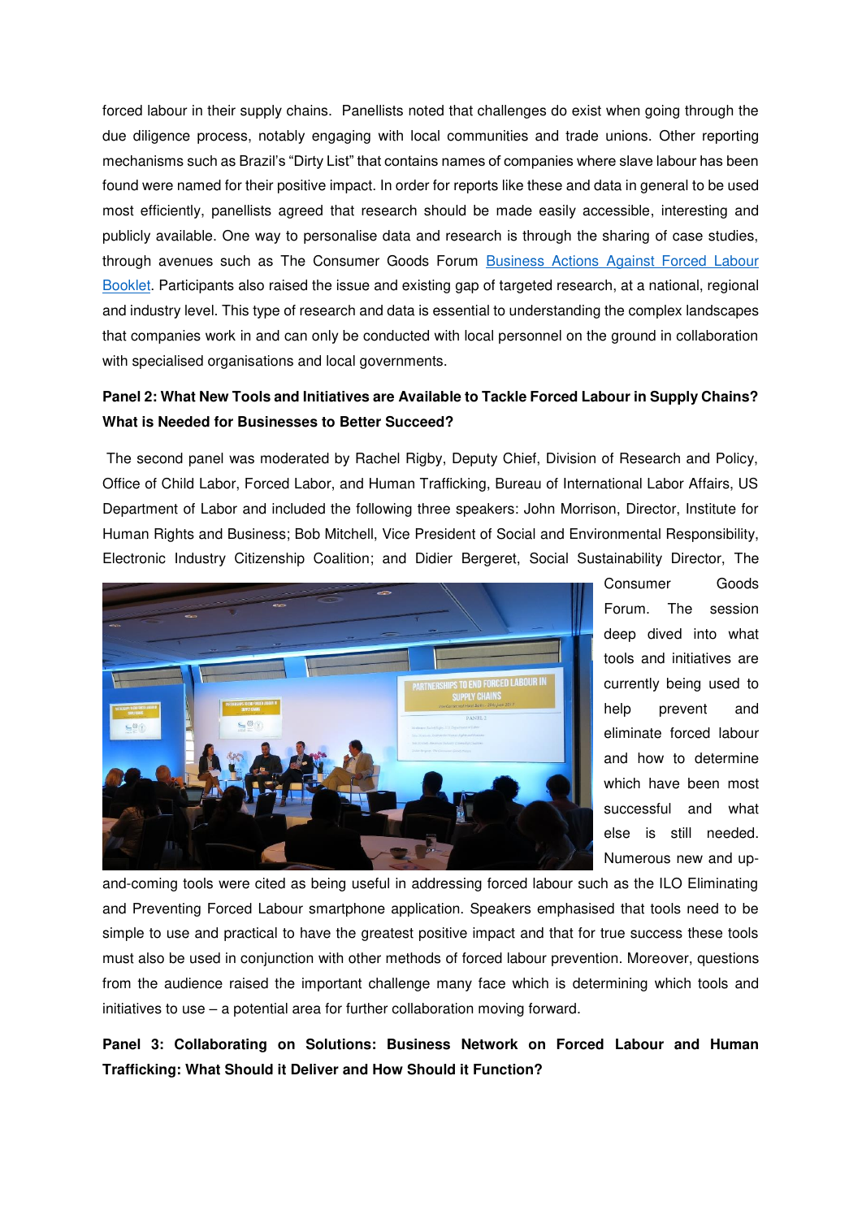forced labour in their supply chains. Panellists noted that challenges do exist when going through the due diligence process, notably engaging with local communities and trade unions. Other reporting mechanisms such as Brazil's "Dirty List" that contains names of companies where slave labour has been found were named for their positive impact. In order for reports like these and data in general to be used most efficiently, panellists agreed that research should be made easily accessible, interesting and publicly available. One way to personalise data and research is through the sharing of case studies, through avenues such as The Consumer Goods Forum [Business Actions Against Forced Labour Booklet](). Participants also raised the issue and existing gap of targeted research, at a national, regional and industry level. This type of research and data is essential to understanding the complex landscapes that companies work in and can only be conducted with local personnel on the ground in collaboration with specialised organisations and local governments.

**Panel 2: What New Tools and Initiatives are Available to Tackle Forced Labour in Supply Chains? What is Needed for Businesses to Better Succeed?**

The second panel was moderated by Rachel Rigby, Deputy Chief, Division of Research and Policy, Office of Child Labor, Forced Labor, and Human Trafficking, Bureau of International Labor Affairs, US Department of Labor and included the following three speakers: John Morrison, Director, Institute for Human Rights and Business; Bob Mitchell, Vice President of Social and Environmental Responsibility, Electronic Industry Citizenship Coalition; and Didier Bergeret, Social Sustainability Director, The Consumer Goods Forum. The session deep dived into what tools and initiatives are currently being used to help prevent and eliminate forced labour and how to determine which have been most successful and what else is still needed. Numerous new and up-and-coming tools were cited as being useful in addressing forced labour such as the ILO Eliminating and Preventing Forced Labour smartphone application. Speakers emphasised that tools need to be simple to use and practical to have the greatest positive impact and that for true success these tools must also be used in conjunction with other methods of forced labour prevention. Moreover, questions from the audience raised the important challenge many face which is determining which tools and initiatives to use – a potential area for further collaboration moving forward.

**Panel 3: Collaborating on Solutions: Business Network on Forced Labour and Human Trafficking: What Should it Deliver and How Should it Function?**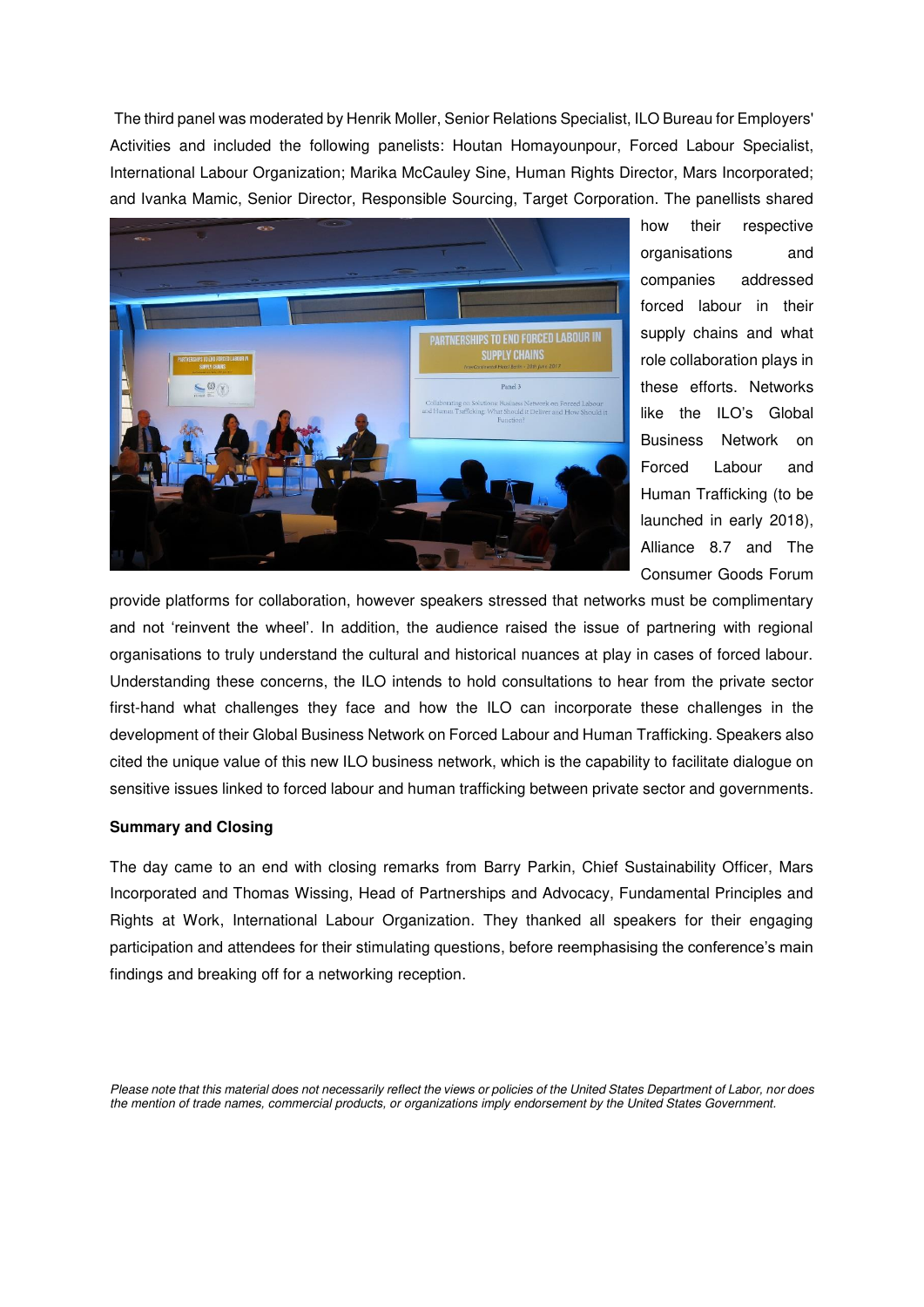The third panel was moderated by Henrik Moller, Senior Relations Specialist, ILO Bureau for Employers' Activities and included the following panelists: Houtan Homayounpour, Forced Labour Specialist, International Labour Organization; Marika McCauley Sine, Human Rights Director, Mars Incorporated; and Ivanka Mamic, Senior Director, Responsible Sourcing, Target Corporation. The panellists shared how their respective organisations and companies addressed forced labour in their supply chains and what role collaboration plays in these efforts. Networks like the ILO's Global Business Network on Forced Labour and Human Trafficking (to be launched in early 2018), Alliance 8.7 and The Consumer Goods Forum provide platforms for collaboration, however speakers stressed that networks must be complimentary and not 'reinvent the wheel'. In addition, the audience raised the issue of partnering with regional organisations to truly understand the cultural and historical nuances at play in cases of forced labour. Understanding these concerns, the ILO intends to hold consultations to hear from the private sector first-hand what challenges they face and how the ILO can incorporate these challenges in the development of their Global Business Network on Forced Labour and Human Trafficking. Speakers also cited the unique value of this new ILO business network, which is the capability to facilitate dialogue on sensitive issues linked to forced labour and human trafficking between private sector and governments.

**Summary and Closing**

The day came to an end with closing remarks from Barry Parkin, Chief Sustainability Officer, Mars Incorporated and Thomas Wissing, Head of Partnerships and Advocacy, Fundamental Principles and Rights at Work, International Labour Organization. They thanked all speakers for their engaging participation and attendees for their stimulating questions, before reemphasising the conference's main findings and breaking off for a networking reception.

*Please note that this material does not necessarily reflect the views or policies of the United States Department of Labor, nor does the mention of trade names, commercial products, or organizations imply endorsement by the United States Government.*